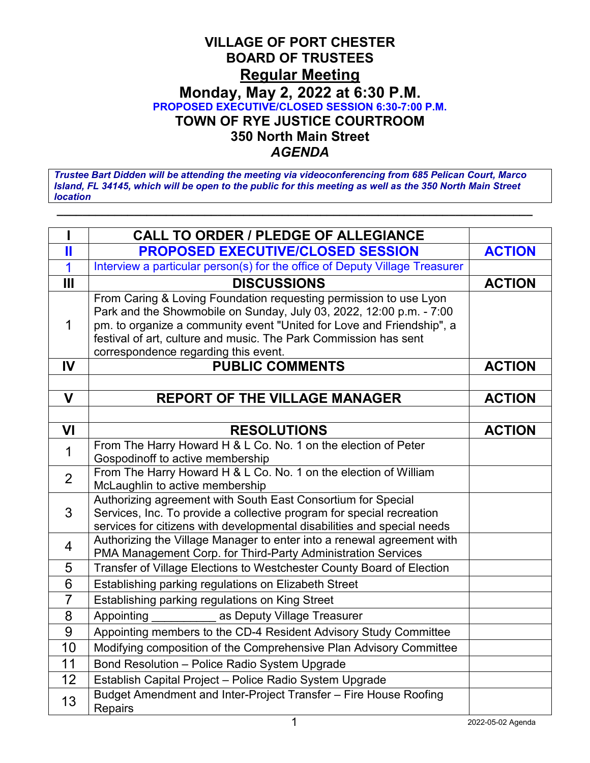# VILLAGE OF PORT CHESTER
# BOARD OF TRUSTEES
## Regular Meeting
## Monday, May 2, 2022 at 6:30 P.M.
**PROPOSED EXECUTIVE/CLOSED SESSION 6:30-7:00 P.M.**
### TOWN OF RYE JUSTICE COURTROOM
### 350 North Main Street
### *AGENDA*

***Trustee Bart Didden will be attending the meeting via videoconferencing from 685 Pelican Court, Marco Island, FL 34145, which will be open to the public for this meeting as well as the 350 North Main Street location***

---

| I | CALL TO ORDER / PLEDGE OF ALLEGIANCE | |
|---|---|---|
| **II** | **PROPOSED EXECUTIVE/CLOSED SESSION** | **ACTION** |
| 1 | Interview a particular person(s) for the office of Deputy Village Treasurer | |
| **III** | **DISCUSSIONS** | **ACTION** |
| 1 | From Caring & Loving Foundation requesting permission to use Lyon Park and the Showmobile on Sunday, July 03, 2022, 12:00 p.m. - 7:00 pm. to organize a community event "United for Love and Friendship", a festival of art, culture and music. The Park Commission has sent correspondence regarding this event. | |
| **IV** | **PUBLIC COMMENTS** | **ACTION** |
| | | |
| **V** | **REPORT OF THE VILLAGE MANAGER** | **ACTION** |
| | | |
| **VI** | **RESOLUTIONS** | **ACTION** |
| 1 | From The Harry Howard H & L Co. No. 1 on the election of Peter Gospodinoff to active membership | |
| 2 | From The Harry Howard H & L Co. No. 1 on the election of William McLaughlin to active membership | |
| 3 | Authorizing agreement with South East Consortium for Special Services, Inc. To provide a collective program for special recreation services for citizens with developmental disabilities and special needs | |
| 4 | Authorizing the Village Manager to enter into a renewal agreement with PMA Management Corp. for Third-Party Administration Services | |
| 5 | Transfer of Village Elections to Westchester County Board of Election | |
| 6 | Establishing parking regulations on Elizabeth Street | |
| 7 | Establishing parking regulations on King Street | |
| 8 | Appointing __________ as Deputy Village Treasurer | |
| 9 | Appointing members to the CD-4 Resident Advisory Study Committee | |
| 10 | Modifying composition of the Comprehensive Plan Advisory Committee | |
| 11 | Bond Resolution – Police Radio System Upgrade | |
| 12 | Establish Capital Project – Police Radio System Upgrade | |
| 13 | Budget Amendment and Inter-Project Transfer – Fire House Roofing Repairs | |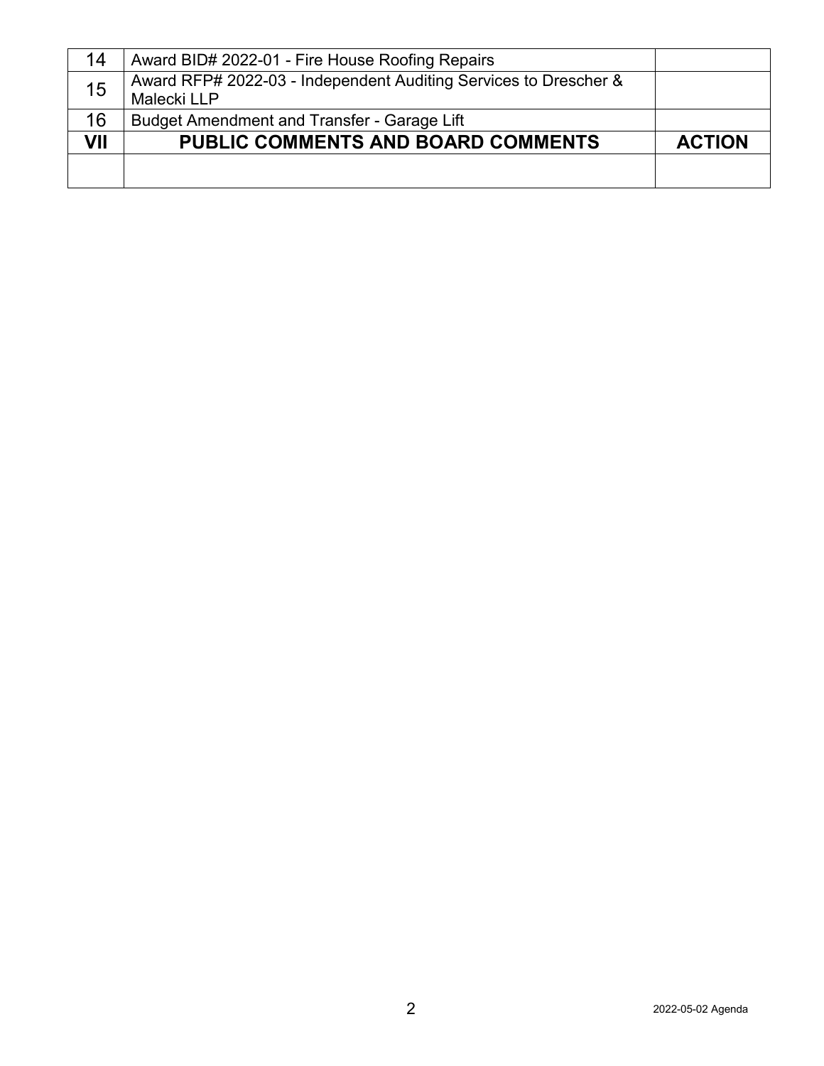| | | |
|---|---|---|
| 14 | Award BID# 2022-01 - Fire House Roofing Repairs | |
| 15 | Award RFP# 2022-03 - Independent Auditing Services to Drescher & Malecki LLP | |
| 16 | Budget Amendment and Transfer - Garage Lift | |
| **VII** | **PUBLIC COMMENTS AND BOARD COMMENTS** | **ACTION** |
| | | |